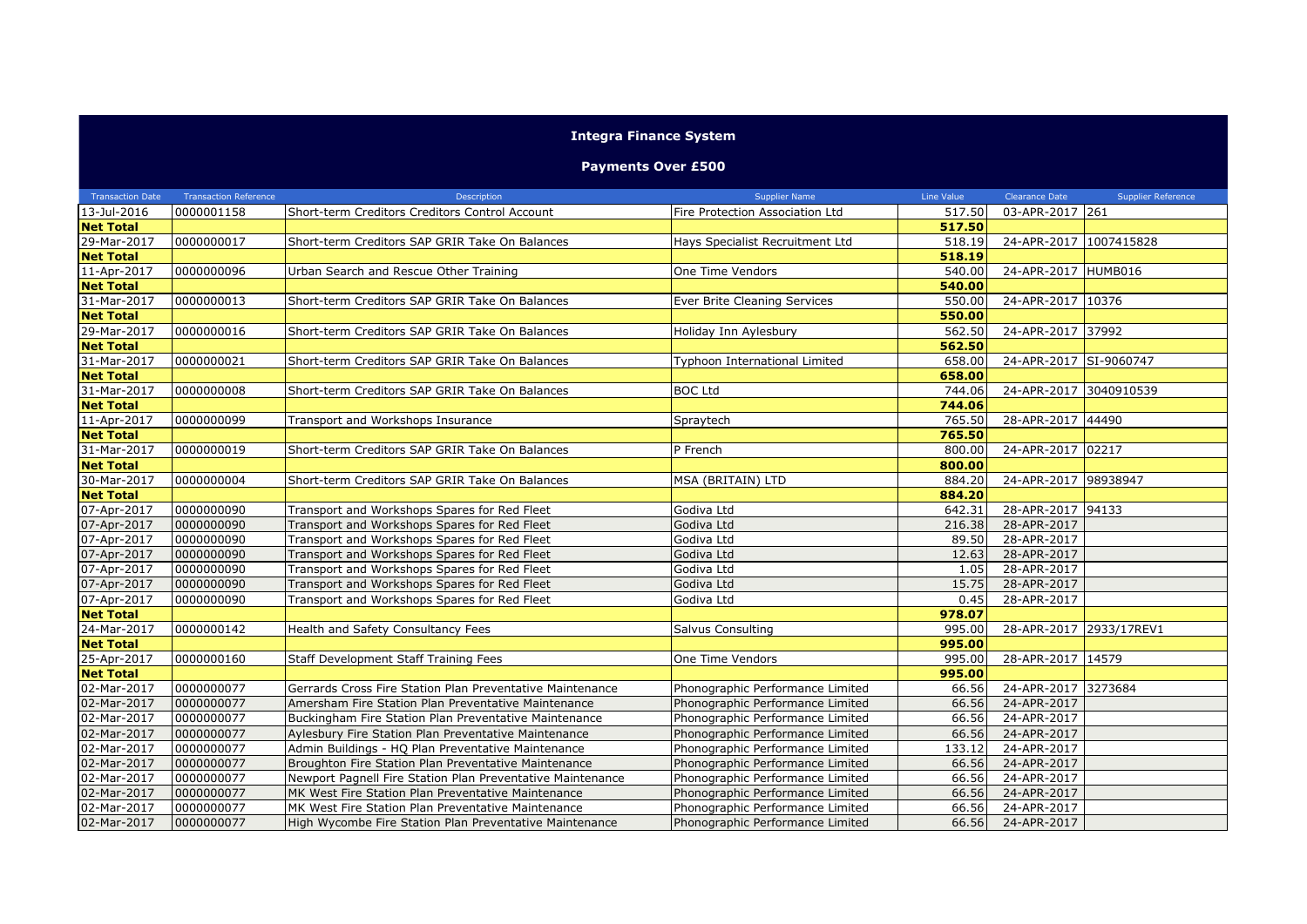# Integra Finance System

## Payments Over £500

| Transaction Date | Transaction Reference | Description | Supplier Name | Line Value | Clearance Date | Supplier Reference |
|---|---|---|---|---|---|---|
| 13-Jul-2016 | 0000001158 | Short-term Creditors Creditors Control Account | Fire Protection Association Ltd | 517.50 | 03-APR-2017 | 261 |
| **Net Total** | | | | **517.50** | | |
| 29-Mar-2017 | 0000000017 | Short-term Creditors SAP GRIR Take On Balances | Hays Specialist Recruitment Ltd | 518.19 | 24-APR-2017 | 1007415828 |
| **Net Total** | | | | **518.19** | | |
| 11-Apr-2017 | 0000000096 | Urban Search and Rescue Other Training | One Time Vendors | 540.00 | 24-APR-2017 | HUMB016 |
| **Net Total** | | | | **540.00** | | |
| 31-Mar-2017 | 0000000013 | Short-term Creditors SAP GRIR Take On Balances | Ever Brite Cleaning Services | 550.00 | 24-APR-2017 | 10376 |
| **Net Total** | | | | **550.00** | | |
| 29-Mar-2017 | 0000000016 | Short-term Creditors SAP GRIR Take On Balances | Holiday Inn Aylesbury | 562.50 | 24-APR-2017 | 37992 |
| **Net Total** | | | | **562.50** | | |
| 31-Mar-2017 | 0000000021 | Short-term Creditors SAP GRIR Take On Balances | Typhoon International Limited | 658.00 | 24-APR-2017 | SI-9060747 |
| **Net Total** | | | | **658.00** | | |
| 31-Mar-2017 | 0000000008 | Short-term Creditors SAP GRIR Take On Balances | BOC Ltd | 744.06 | 24-APR-2017 | 3040910539 |
| **Net Total** | | | | **744.06** | | |
| 11-Apr-2017 | 0000000099 | Transport and Workshops Insurance | Spraytech | 765.50 | 28-APR-2017 | 44490 |
| **Net Total** | | | | **765.50** | | |
| 31-Mar-2017 | 0000000019 | Short-term Creditors SAP GRIR Take On Balances | P French | 800.00 | 24-APR-2017 | 02217 |
| **Net Total** | | | | **800.00** | | |
| 30-Mar-2017 | 0000000004 | Short-term Creditors SAP GRIR Take On Balances | MSA (BRITAIN) LTD | 884.20 | 24-APR-2017 | 98938947 |
| **Net Total** | | | | **884.20** | | |
| 07-Apr-2017 | 0000000090 | Transport and Workshops Spares for Red Fleet | Godiva Ltd | 642.31 | 28-APR-2017 | 94133 |
| 07-Apr-2017 | 0000000090 | Transport and Workshops Spares for Red Fleet | Godiva Ltd | 216.38 | 28-APR-2017 | |
| 07-Apr-2017 | 0000000090 | Transport and Workshops Spares for Red Fleet | Godiva Ltd | 89.50 | 28-APR-2017 | |
| 07-Apr-2017 | 0000000090 | Transport and Workshops Spares for Red Fleet | Godiva Ltd | 12.63 | 28-APR-2017 | |
| 07-Apr-2017 | 0000000090 | Transport and Workshops Spares for Red Fleet | Godiva Ltd | 1.05 | 28-APR-2017 | |
| 07-Apr-2017 | 0000000090 | Transport and Workshops Spares for Red Fleet | Godiva Ltd | 15.75 | 28-APR-2017 | |
| 07-Apr-2017 | 0000000090 | Transport and Workshops Spares for Red Fleet | Godiva Ltd | 0.45 | 28-APR-2017 | |
| **Net Total** | | | | **978.07** | | |
| 24-Mar-2017 | 0000000142 | Health and Safety Consultancy Fees | Salvus Consulting | 995.00 | 28-APR-2017 | 2933/17REV1 |
| **Net Total** | | | | **995.00** | | |
| 25-Apr-2017 | 0000000160 | Staff Development Staff Training Fees | One Time Vendors | 995.00 | 28-APR-2017 | 14579 |
| **Net Total** | | | | **995.00** | | |
| 02-Mar-2017 | 0000000077 | Gerrards Cross Fire Station Plan Preventative Maintenance | Phonographic Performance Limited | 66.56 | 24-APR-2017 | 3273684 |
| 02-Mar-2017 | 0000000077 | Amersham Fire Station Plan Preventative Maintenance | Phonographic Performance Limited | 66.56 | 24-APR-2017 | |
| 02-Mar-2017 | 0000000077 | Buckingham Fire Station Plan Preventative Maintenance | Phonographic Performance Limited | 66.56 | 24-APR-2017 | |
| 02-Mar-2017 | 0000000077 | Aylesbury Fire Station Plan Preventative Maintenance | Phonographic Performance Limited | 66.56 | 24-APR-2017 | |
| 02-Mar-2017 | 0000000077 | Admin Buildings - HQ Plan Preventative Maintenance | Phonographic Performance Limited | 133.12 | 24-APR-2017 | |
| 02-Mar-2017 | 0000000077 | Broughton Fire Station Plan Preventative Maintenance | Phonographic Performance Limited | 66.56 | 24-APR-2017 | |
| 02-Mar-2017 | 0000000077 | Newport Pagnell Fire Station Plan Preventative Maintenance | Phonographic Performance Limited | 66.56 | 24-APR-2017 | |
| 02-Mar-2017 | 0000000077 | MK West Fire Station Plan Preventative Maintenance | Phonographic Performance Limited | 66.56 | 24-APR-2017 | |
| 02-Mar-2017 | 0000000077 | MK West Fire Station Plan Preventative Maintenance | Phonographic Performance Limited | 66.56 | 24-APR-2017 | |
| 02-Mar-2017 | 0000000077 | High Wycombe Fire Station Plan Preventative Maintenance | Phonographic Performance Limited | 66.56 | 24-APR-2017 | |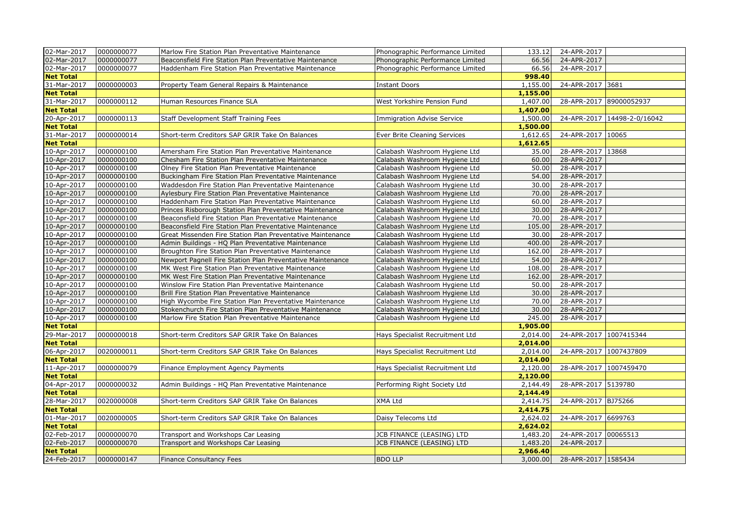| | | | | | | |
|---|---|---|---|---|---|---|
| 02-Mar-2017 | 0000000077 | Marlow Fire Station Plan Preventative Maintenance | Phonographic Performance Limited | 133.12 | 24-APR-2017 | |
| 02-Mar-2017 | 0000000077 | Beaconsfield Fire Station Plan Preventative Maintenance | Phonographic Performance Limited | 66.56 | 24-APR-2017 | |
| 02-Mar-2017 | 0000000077 | Haddenham Fire Station Plan Preventative Maintenance | Phonographic Performance Limited | 66.56 | 24-APR-2017 | |
| **Net Total** | | | | **998.40** | | |
| 31-Mar-2017 | 0000000003 | Property Team General Repairs & Maintenance | Instant Doors | 1,155.00 | 24-APR-2017 | 3681 |
| **Net Total** | | | | **1,155.00** | | |
| 31-Mar-2017 | 0000000112 | Human Resources Finance SLA | West Yorkshire Pension Fund | 1,407.00 | 28-APR-2017 | 89000052937 |
| **Net Total** | | | | **1,407.00** | | |
| 20-Apr-2017 | 0000000113 | Staff Development Staff Training Fees | Immigration Advise Service | 1,500.00 | 24-APR-2017 | 14498-2-0/16042 |
| **Net Total** | | | | **1,500.00** | | |
| 31-Mar-2017 | 0000000014 | Short-term Creditors SAP GRIR Take On Balances | Ever Brite Cleaning Services | 1,612.65 | 24-APR-2017 | 10065 |
| **Net Total** | | | | **1,612.65** | | |
| 10-Apr-2017 | 0000000100 | Amersham Fire Station Plan Preventative Maintenance | Calabash Washroom Hygiene Ltd | 35.00 | 28-APR-2017 | 13868 |
| 10-Apr-2017 | 0000000100 | Chesham Fire Station Plan Preventative Maintenance | Calabash Washroom Hygiene Ltd | 60.00 | 28-APR-2017 | |
| 10-Apr-2017 | 0000000100 | Olney Fire Station Plan Preventative Maintenance | Calabash Washroom Hygiene Ltd | 50.00 | 28-APR-2017 | |
| 10-Apr-2017 | 0000000100 | Buckingham Fire Station Plan Preventative Maintenance | Calabash Washroom Hygiene Ltd | 54.00 | 28-APR-2017 | |
| 10-Apr-2017 | 0000000100 | Waddesdon Fire Station Plan Preventative Maintenance | Calabash Washroom Hygiene Ltd | 30.00 | 28-APR-2017 | |
| 10-Apr-2017 | 0000000100 | Aylesbury Fire Station Plan Preventative Maintenance | Calabash Washroom Hygiene Ltd | 70.00 | 28-APR-2017 | |
| 10-Apr-2017 | 0000000100 | Haddenham Fire Station Plan Preventative Maintenance | Calabash Washroom Hygiene Ltd | 60.00 | 28-APR-2017 | |
| 10-Apr-2017 | 0000000100 | Princes Risborough Station Plan Preventative Maintenance | Calabash Washroom Hygiene Ltd | 30.00 | 28-APR-2017 | |
| 10-Apr-2017 | 0000000100 | Beaconsfield Fire Station Plan Preventative Maintenance | Calabash Washroom Hygiene Ltd | 70.00 | 28-APR-2017 | |
| 10-Apr-2017 | 0000000100 | Beaconsfield Fire Station Plan Preventative Maintenance | Calabash Washroom Hygiene Ltd | 105.00 | 28-APR-2017 | |
| 10-Apr-2017 | 0000000100 | Great Missenden Fire Station Plan Preventative Maintenance | Calabash Washroom Hygiene Ltd | 30.00 | 28-APR-2017 | |
| 10-Apr-2017 | 0000000100 | Admin Buildings - HQ Plan Preventative Maintenance | Calabash Washroom Hygiene Ltd | 400.00 | 28-APR-2017 | |
| 10-Apr-2017 | 0000000100 | Broughton Fire Station Plan Preventative Maintenance | Calabash Washroom Hygiene Ltd | 162.00 | 28-APR-2017 | |
| 10-Apr-2017 | 0000000100 | Newport Pagnell Fire Station Plan Preventative Maintenance | Calabash Washroom Hygiene Ltd | 54.00 | 28-APR-2017 | |
| 10-Apr-2017 | 0000000100 | MK West Fire Station Plan Preventative Maintenance | Calabash Washroom Hygiene Ltd | 108.00 | 28-APR-2017 | |
| 10-Apr-2017 | 0000000100 | MK West Fire Station Plan Preventative Maintenance | Calabash Washroom Hygiene Ltd | 162.00 | 28-APR-2017 | |
| 10-Apr-2017 | 0000000100 | Winslow Fire Station Plan Preventative Maintenance | Calabash Washroom Hygiene Ltd | 50.00 | 28-APR-2017 | |
| 10-Apr-2017 | 0000000100 | Brill Fire Station Plan Preventative Maintenance | Calabash Washroom Hygiene Ltd | 30.00 | 28-APR-2017 | |
| 10-Apr-2017 | 0000000100 | High Wycombe Fire Station Plan Preventative Maintenance | Calabash Washroom Hygiene Ltd | 70.00 | 28-APR-2017 | |
| 10-Apr-2017 | 0000000100 | Stokenchurch Fire Station Plan Preventative Maintenance | Calabash Washroom Hygiene Ltd | 30.00 | 28-APR-2017 | |
| 10-Apr-2017 | 0000000100 | Marlow Fire Station Plan Preventative Maintenance | Calabash Washroom Hygiene Ltd | 245.00 | 28-APR-2017 | |
| **Net Total** | | | | **1,905.00** | | |
| 29-Mar-2017 | 0000000018 | Short-term Creditors SAP GRIR Take On Balances | Hays Specialist Recruitment Ltd | 2,014.00 | 24-APR-2017 | 1007415344 |
| **Net Total** | | | | **2,014.00** | | |
| 06-Apr-2017 | 0020000011 | Short-term Creditors SAP GRIR Take On Balances | Hays Specialist Recruitment Ltd | 2,014.00 | 24-APR-2017 | 1007437809 |
| **Net Total** | | | | **2,014.00** | | |
| 11-Apr-2017 | 0000000079 | Finance Employment Agency Payments | Hays Specialist Recruitment Ltd | 2,120.00 | 28-APR-2017 | 1007459470 |
| **Net Total** | | | | **2,120.00** | | |
| 04-Apr-2017 | 0000000032 | Admin Buildings - HQ Plan Preventative Maintenance | Performing Right Society Ltd | 2,144.49 | 28-APR-2017 | 5139780 |
| **Net Total** | | | | **2,144.49** | | |
| 28-Mar-2017 | 0020000008 | Short-term Creditors SAP GRIR Take On Balances | XMA Ltd | 2,414.75 | 24-APR-2017 | BJ75266 |
| **Net Total** | | | | **2,414.75** | | |
| 01-Mar-2017 | 0020000005 | Short-term Creditors SAP GRIR Take On Balances | Daisy Telecoms Ltd | 2,624.02 | 24-APR-2017 | 6699763 |
| **Net Total** | | | | **2,624.02** | | |
| 02-Feb-2017 | 0000000070 | Transport and Workshops Car Leasing | JCB FINANCE (LEASING) LTD | 1,483.20 | 24-APR-2017 | 00065513 |
| 02-Feb-2017 | 0000000070 | Transport and Workshops Car Leasing | JCB FINANCE (LEASING) LTD | 1,483.20 | 24-APR-2017 | |
| **Net Total** | | | | **2,966.40** | | |
| 24-Feb-2017 | 0000000147 | Finance Consultancy Fees | BDO LLP | 3,000.00 | 28-APR-2017 | 1585434 |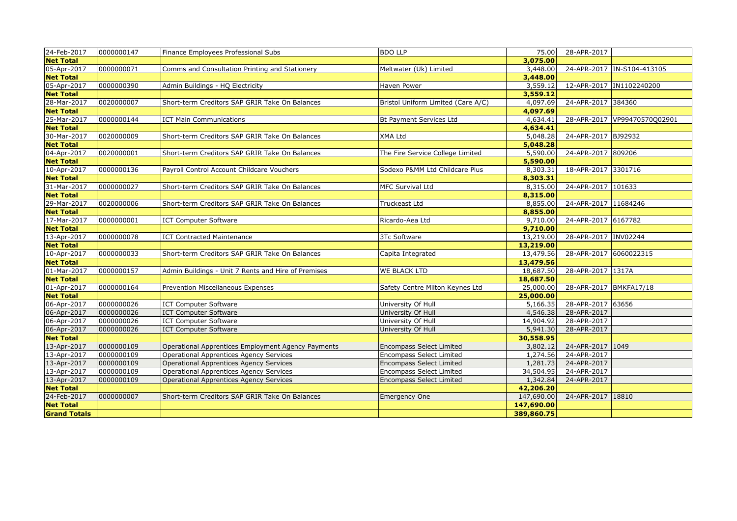| | | | | | | |
|---|---|---|---|---|---|---|
| 24-Feb-2017 | 0000000147 | Finance Employees Professional Subs | BDO LLP | 75.00 | 28-APR-2017 | |
| **Net Total** | | | | **3,075.00** | | |
| 05-Apr-2017 | 0000000071 | Comms and Consultation Printing and Stationery | Meltwater (Uk) Limited | 3,448.00 | 24-APR-2017 | IN-S104-413105 |
| **Net Total** | | | | **3,448.00** | | |
| 05-Apr-2017 | 0000000390 | Admin Buildings - HQ Electricity | Haven Power | 3,559.12 | 12-APR-2017 | IN1102240200 |
| **Net Total** | | | | **3,559.12** | | |
| 28-Mar-2017 | 0020000007 | Short-term Creditors SAP GRIR Take On Balances | Bristol Uniform Limited (Care A/C) | 4,097.69 | 24-APR-2017 | 384360 |
| **Net Total** | | | | **4,097.69** | | |
| 25-Mar-2017 | 0000000144 | ICT Main Communications | Bt Payment Services Ltd | 4,634.41 | 28-APR-2017 | VP99470570Q02901 |
| **Net Total** | | | | **4,634.41** | | |
| 30-Mar-2017 | 0020000009 | Short-term Creditors SAP GRIR Take On Balances | XMA Ltd | 5,048.28 | 24-APR-2017 | BJ92932 |
| **Net Total** | | | | **5,048.28** | | |
| 04-Apr-2017 | 0020000001 | Short-term Creditors SAP GRIR Take On Balances | The Fire Service College Limited | 5,590.00 | 24-APR-2017 | 809206 |
| **Net Total** | | | | **5,590.00** | | |
| 10-Apr-2017 | 0000000136 | Payroll Control Account Childcare Vouchers | Sodexo P&MM Ltd Childcare Plus | 8,303.31 | 18-APR-2017 | 3301716 |
| **Net Total** | | | | **8,303.31** | | |
| 31-Mar-2017 | 0000000027 | Short-term Creditors SAP GRIR Take On Balances | MFC Survival Ltd | 8,315.00 | 24-APR-2017 | 101633 |
| **Net Total** | | | | **8,315.00** | | |
| 29-Mar-2017 | 0020000006 | Short-term Creditors SAP GRIR Take On Balances | Truckeast Ltd | 8,855.00 | 24-APR-2017 | 11684246 |
| **Net Total** | | | | **8,855.00** | | |
| 17-Mar-2017 | 0000000001 | ICT Computer Software | Ricardo-Aea Ltd | 9,710.00 | 24-APR-2017 | 6167782 |
| **Net Total** | | | | **9,710.00** | | |
| 13-Apr-2017 | 0000000078 | ICT Contracted Maintenance | 3Tc Software | 13,219.00 | 28-APR-2017 | INV02244 |
| **Net Total** | | | | **13,219.00** | | |
| 10-Apr-2017 | 0000000033 | Short-term Creditors SAP GRIR Take On Balances | Capita Integrated | 13,479.56 | 28-APR-2017 | 6060022315 |
| **Net Total** | | | | **13,479.56** | | |
| 01-Mar-2017 | 0000000157 | Admin Buildings - Unit 7 Rents and Hire of Premises | WE BLACK LTD | 18,687.50 | 28-APR-2017 | 1317A |
| **Net Total** | | | | **18,687.50** | | |
| 01-Apr-2017 | 0000000164 | Prevention Miscellaneous Expenses | Safety Centre Milton Keynes Ltd | 25,000.00 | 28-APR-2017 | BMKFA17/18 |
| **Net Total** | | | | **25,000.00** | | |
| 06-Apr-2017 | 0000000026 | ICT Computer Software | University Of Hull | 5,166.35 | 28-APR-2017 | 63656 |
| 06-Apr-2017 | 0000000026 | ICT Computer Software | University Of Hull | 4,546.38 | 28-APR-2017 | |
| 06-Apr-2017 | 0000000026 | ICT Computer Software | University Of Hull | 14,904.92 | 28-APR-2017 | |
| 06-Apr-2017 | 0000000026 | ICT Computer Software | University Of Hull | 5,941.30 | 28-APR-2017 | |
| **Net Total** | | | | **30,558.95** | | |
| 13-Apr-2017 | 0000000109 | Operational Apprentices Employment Agency Payments | Encompass Select Limited | 3,802.12 | 24-APR-2017 | 1049 |
| 13-Apr-2017 | 0000000109 | Operational Apprentices Agency Services | Encompass Select Limited | 1,274.56 | 24-APR-2017 | |
| 13-Apr-2017 | 0000000109 | Operational Apprentices Agency Services | Encompass Select Limited | 1,281.73 | 24-APR-2017 | |
| 13-Apr-2017 | 0000000109 | Operational Apprentices Agency Services | Encompass Select Limited | 34,504.95 | 24-APR-2017 | |
| 13-Apr-2017 | 0000000109 | Operational Apprentices Agency Services | Encompass Select Limited | 1,342.84 | 24-APR-2017 | |
| **Net Total** | | | | **42,206.20** | | |
| 24-Feb-2017 | 0000000007 | Short-term Creditors SAP GRIR Take On Balances | Emergency One | 147,690.00 | 24-APR-2017 | 18810 |
| **Net Total** | | | | **147,690.00** | | |
| **Grand Totals** | | | | **389,860.75** | | |